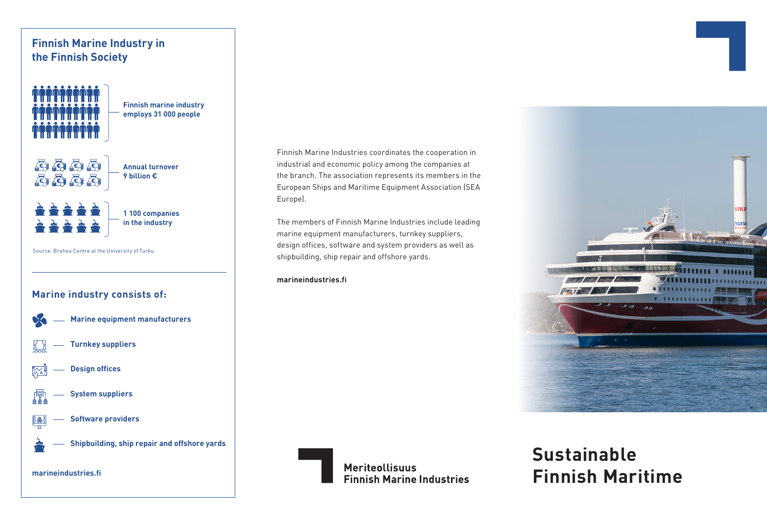## Finnish Marine Industry in the Finnish Society

**Finnish marine industry employs 31 000 people**

**Annual turnover 9 billion €**

**1 100 companies in the industry**

Source: Brahea Centre at the University of Turku

## Marine industry consists of:

- **Marine equipment manufacturers**
- **Turnkey suppliers**
- **Design offices**
- **System suppliers**
- **Software providers**
- **Shipbuilding, ship repair and offshore yards**

**marineindustries.fi**

Finnish Marine Industries coordinates the cooperation in industrial and economic policy among the companies at the branch. The association represents its members in the European Ships and Maritime Equipment Association (SEA Europe).

The members of Finnish Marine Industries include leading marine equipment manufacturers, turnkey suppliers, design offices, software and system providers as well as shipbuilding, ship repair and offshore yards.

**marineindustries.fi**

**Meriteollisuus**
**Finnish Marine Industries**

# Sustainable Finnish Maritime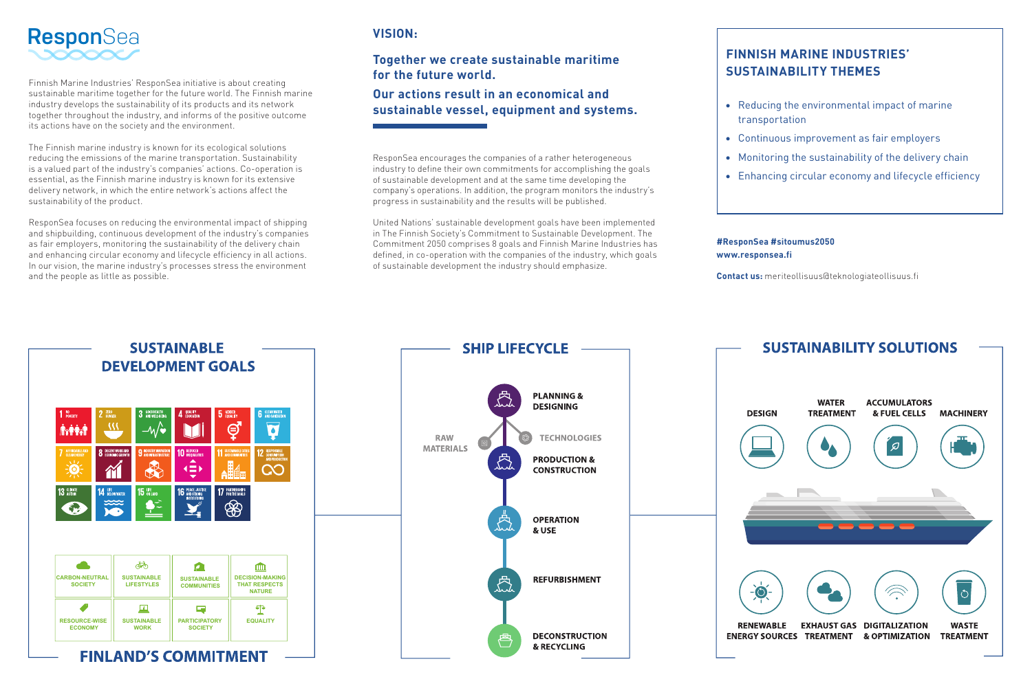# ResponSea

Finnish Marine Industries' ResponSea initiative is about creating sustainable maritime together for the future world. The Finnish marine industry develops the sustainability of its products and its network together throughout the industry, and informs of the positive outcome its actions have on the society and the environment.

The Finnish marine industry is known for its ecological solutions reducing the emissions of the marine transportation. Sustainability is a valued part of the industry's companies' actions. Co-operation is essential, as the Finnish marine industry is known for its extensive delivery network, in which the entire network's actions affect the sustainability of the product.

ResponSea focuses on reducing the environmental impact of shipping and shipbuilding, continuous development of the industry's companies as fair employers, monitoring the sustainability of the delivery chain and enhancing circular economy and lifecycle efficiency in all actions. In our vision, the marine industry's processes stress the environment and the people as little as possible.

## VISION:

### Together we create sustainable maritime for the future world.

### Our actions result in an economical and sustainable vessel, equipment and systems.

ResponSea encourages the companies of a rather heterogeneous industry to define their own commitments for accomplishing the goals of sustainable development and at the same time developing the company's operations. In addition, the program monitors the industry's progress in sustainability and the results will be published.

United Nations' sustainable development goals have been implemented in The Finnish Society's Commitment to Sustainable Development. The Commitment 2050 comprises 8 goals and Finnish Marine Industries has defined, in co-operation with the companies of the industry, which goals of sustainable development the industry should emphasize.

## FINNISH MARINE INDUSTRIES' SUSTAINABILITY THEMES

- Reducing the environmental impact of marine transportation
- Continuous improvement as fair employers
- Monitoring the sustainability of the delivery chain
- Enhancing circular economy and lifecycle efficiency

**#ResponSea #sitoumus2050**
**www.responsea.fi**

**Contact us:** meriteollisuus@teknologiateollisuus.fi

## SUSTAINABLE DEVELOPMENT GOALS

1 NO POVERTY
2 ZERO HUNGER
3 GOOD HEALTH AND WELL-BEING
4 QUALITY EDUCATION
5 GENDER EQUALITY
6 CLEAN WATER AND SANITATION
7 AFFORDABLE AND CLEAN ENERGY
8 DECENT WORK AND ECONOMIC GROWTH
9 INDUSTRY, INNOVATION AND INFRASTRUCTURE
10 REDUCED INEQUALITIES
11 SUSTAINABLE CITIES AND COMMUNITIES
12 RESPONSIBLE CONSUMPTION AND PRODUCTION
13 CLIMATE ACTION
14 LIFE BELOW WATER
15 LIFE ON LAND
16 PEACE, JUSTICE AND STRONG INSTITUTIONS
17 PARTNERSHIPS FOR THE GOALS

| | | | |
|---|---|---|---|
| CARBON-NEUTRAL SOCIETY | SUSTAINABLE LIFESTYLES | SUSTAINABLE COMMUNITIES | DECISION-MAKING THAT RESPECTS NATURE |
| RESOURCE-WISE ECONOMY | SUSTAINABLE WORK | PARTICIPATORY SOCIETY | EQUALITY |

## FINLAND'S COMMITMENT

## SHIP LIFECYCLE

RAW MATERIALS
TECHNOLOGIES
PLANNING & DESIGNING
PRODUCTION & CONSTRUCTION
OPERATION & USE
REFURBISHMENT
DECONSTRUCTION & RECYCLING

## SUSTAINABILITY SOLUTIONS

DESIGN
WATER TREATMENT
ACCUMULATORS & FUEL CELLS
MACHINERY
RENEWABLE ENERGY SOURCES
EXHAUST GAS TREATMENT
DIGITALIZATION & OPTIMIZATION
WASTE TREATMENT